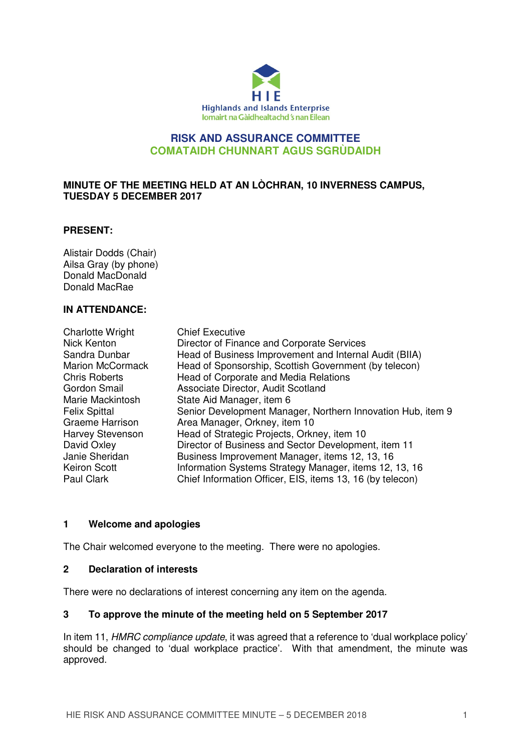HIE
Highlands and Islands Enterprise
Iomairt na Gàidhealtachd 's nan Eilean

# RISK AND ASSURANCE COMMITTEE
# COMATAIDH CHUNNART AGUS SGRÙDAIDH

**MINUTE OF THE MEETING HELD AT AN LÒCHRAN, 10 INVERNESS CAMPUS, TUESDAY 5 DECEMBER 2017**

**PRESENT:**

Alistair Dodds (Chair)
Ailsa Gray (by phone)
Donald MacDonald
Donald MacRae

**IN ATTENDANCE:**

| | |
|---|---|
| Charlotte Wright | Chief Executive |
| Nick Kenton | Director of Finance and Corporate Services |
| Sandra Dunbar | Head of Business Improvement and Internal Audit (BIIA) |
| Marion McCormack | Head of Sponsorship, Scottish Government (by telecon) |
| Chris Roberts | Head of Corporate and Media Relations |
| Gordon Smail | Associate Director, Audit Scotland |
| Marie Mackintosh | State Aid Manager, item 6 |
| Felix Spittal | Senior Development Manager, Northern Innovation Hub, item 9 |
| Graeme Harrison | Area Manager, Orkney, item 10 |
| Harvey Stevenson | Head of Strategic Projects, Orkney, item 10 |
| David Oxley | Director of Business and Sector Development, item 11 |
| Janie Sheridan | Business Improvement Manager, items 12, 13, 16 |
| Keiron Scott | Information Systems Strategy Manager, items 12, 13, 16 |
| Paul Clark | Chief Information Officer, EIS, items 13, 16 (by telecon) |

## 1 Welcome and apologies

The Chair welcomed everyone to the meeting. There were no apologies.

## 2 Declaration of interests

There were no declarations of interest concerning any item on the agenda.

## 3 To approve the minute of the meeting held on 5 September 2017

In item 11, *HMRC compliance update*, it was agreed that a reference to 'dual workplace policy' should be changed to 'dual workplace practice'. With that amendment, the minute was approved.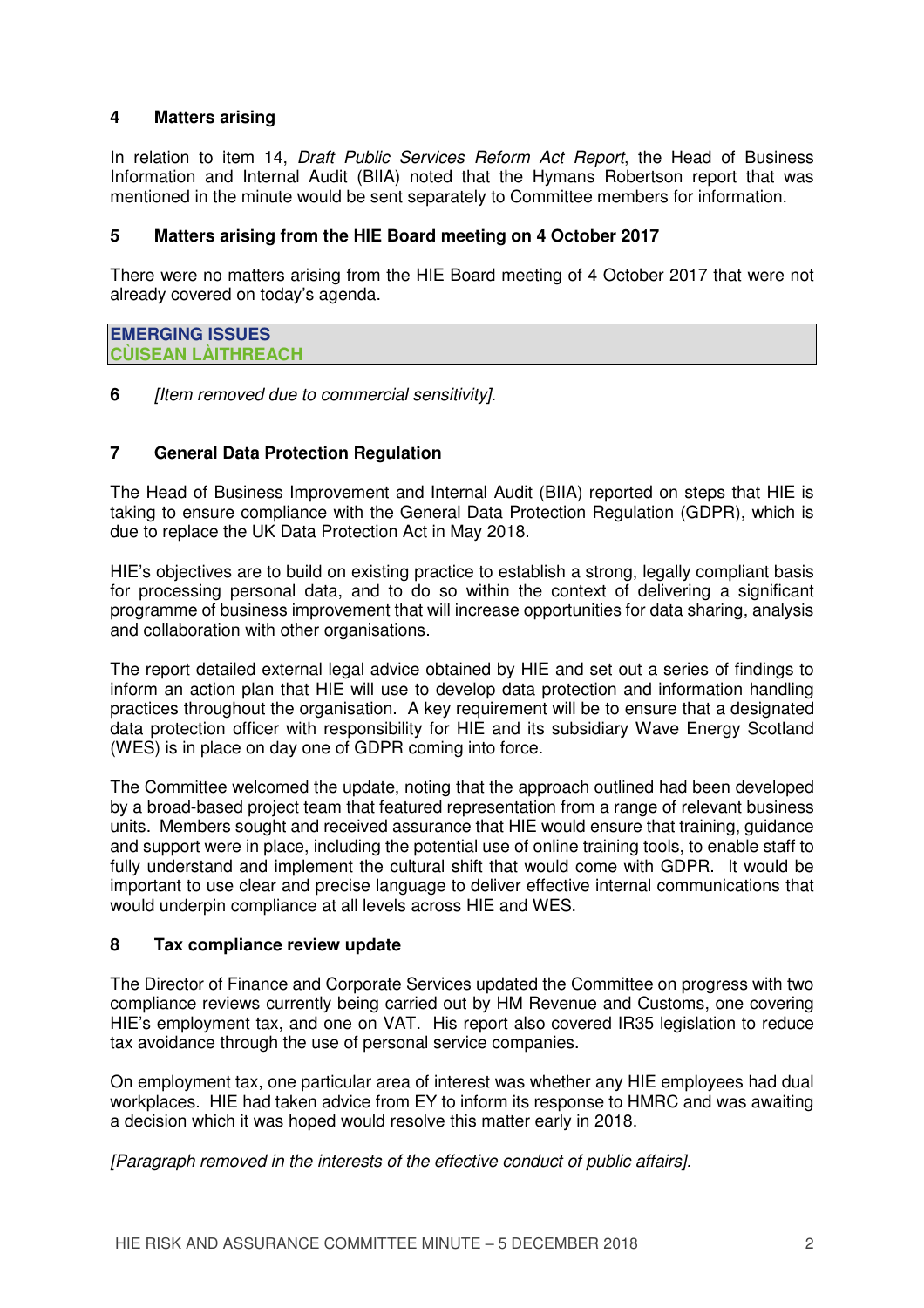## 4 Matters arising

In relation to item 14, *Draft Public Services Reform Act Report*, the Head of Business Information and Internal Audit (BIIA) noted that the Hymans Robertson report that was mentioned in the minute would be sent separately to Committee members for information.

## 5 Matters arising from the HIE Board meeting on 4 October 2017

There were no matters arising from the HIE Board meeting of 4 October 2017 that were not already covered on today's agenda.

**EMERGING ISSUES**
**CÙISEAN LÀITHREACH**

**6** *[Item removed due to commercial sensitivity].*

## 7 General Data Protection Regulation

The Head of Business Improvement and Internal Audit (BIIA) reported on steps that HIE is taking to ensure compliance with the General Data Protection Regulation (GDPR), which is due to replace the UK Data Protection Act in May 2018.

HIE's objectives are to build on existing practice to establish a strong, legally compliant basis for processing personal data, and to do so within the context of delivering a significant programme of business improvement that will increase opportunities for data sharing, analysis and collaboration with other organisations.

The report detailed external legal advice obtained by HIE and set out a series of findings to inform an action plan that HIE will use to develop data protection and information handling practices throughout the organisation. A key requirement will be to ensure that a designated data protection officer with responsibility for HIE and its subsidiary Wave Energy Scotland (WES) is in place on day one of GDPR coming into force.

The Committee welcomed the update, noting that the approach outlined had been developed by a broad-based project team that featured representation from a range of relevant business units. Members sought and received assurance that HIE would ensure that training, guidance and support were in place, including the potential use of online training tools, to enable staff to fully understand and implement the cultural shift that would come with GDPR. It would be important to use clear and precise language to deliver effective internal communications that would underpin compliance at all levels across HIE and WES.

## 8 Tax compliance review update

The Director of Finance and Corporate Services updated the Committee on progress with two compliance reviews currently being carried out by HM Revenue and Customs, one covering HIE's employment tax, and one on VAT. His report also covered IR35 legislation to reduce tax avoidance through the use of personal service companies.

On employment tax, one particular area of interest was whether any HIE employees had dual workplaces. HIE had taken advice from EY to inform its response to HMRC and was awaiting a decision which it was hoped would resolve this matter early in 2018.

*[Paragraph removed in the interests of the effective conduct of public affairs].*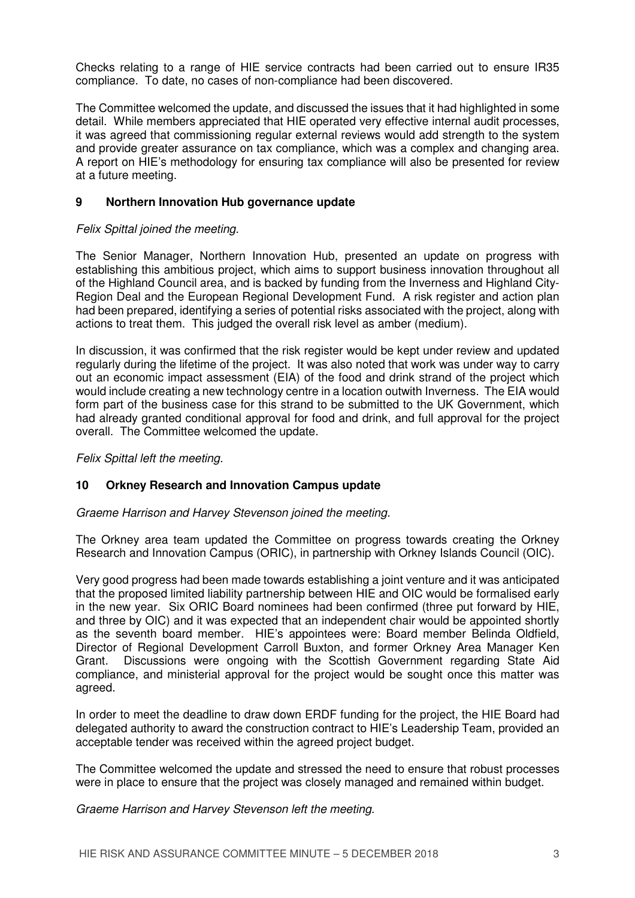Checks relating to a range of HIE service contracts had been carried out to ensure IR35 compliance. To date, no cases of non-compliance had been discovered.

The Committee welcomed the update, and discussed the issues that it had highlighted in some detail. While members appreciated that HIE operated very effective internal audit processes, it was agreed that commissioning regular external reviews would add strength to the system and provide greater assurance on tax compliance, which was a complex and changing area. A report on HIE's methodology for ensuring tax compliance will also be presented for review at a future meeting.

## 9 Northern Innovation Hub governance update

*Felix Spittal joined the meeting.*

The Senior Manager, Northern Innovation Hub, presented an update on progress with establishing this ambitious project, which aims to support business innovation throughout all of the Highland Council area, and is backed by funding from the Inverness and Highland City-Region Deal and the European Regional Development Fund. A risk register and action plan had been prepared, identifying a series of potential risks associated with the project, along with actions to treat them. This judged the overall risk level as amber (medium).

In discussion, it was confirmed that the risk register would be kept under review and updated regularly during the lifetime of the project. It was also noted that work was under way to carry out an economic impact assessment (EIA) of the food and drink strand of the project which would include creating a new technology centre in a location outwith Inverness. The EIA would form part of the business case for this strand to be submitted to the UK Government, which had already granted conditional approval for food and drink, and full approval for the project overall. The Committee welcomed the update.

*Felix Spittal left the meeting.*

## 10 Orkney Research and Innovation Campus update

*Graeme Harrison and Harvey Stevenson joined the meeting.*

The Orkney area team updated the Committee on progress towards creating the Orkney Research and Innovation Campus (ORIC), in partnership with Orkney Islands Council (OIC).

Very good progress had been made towards establishing a joint venture and it was anticipated that the proposed limited liability partnership between HIE and OIC would be formalised early in the new year. Six ORIC Board nominees had been confirmed (three put forward by HIE, and three by OIC) and it was expected that an independent chair would be appointed shortly as the seventh board member. HIE's appointees were: Board member Belinda Oldfield, Director of Regional Development Carroll Buxton, and former Orkney Area Manager Ken Grant. Discussions were ongoing with the Scottish Government regarding State Aid compliance, and ministerial approval for the project would be sought once this matter was agreed.

In order to meet the deadline to draw down ERDF funding for the project, the HIE Board had delegated authority to award the construction contract to HIE's Leadership Team, provided an acceptable tender was received within the agreed project budget.

The Committee welcomed the update and stressed the need to ensure that robust processes were in place to ensure that the project was closely managed and remained within budget.

*Graeme Harrison and Harvey Stevenson left the meeting.*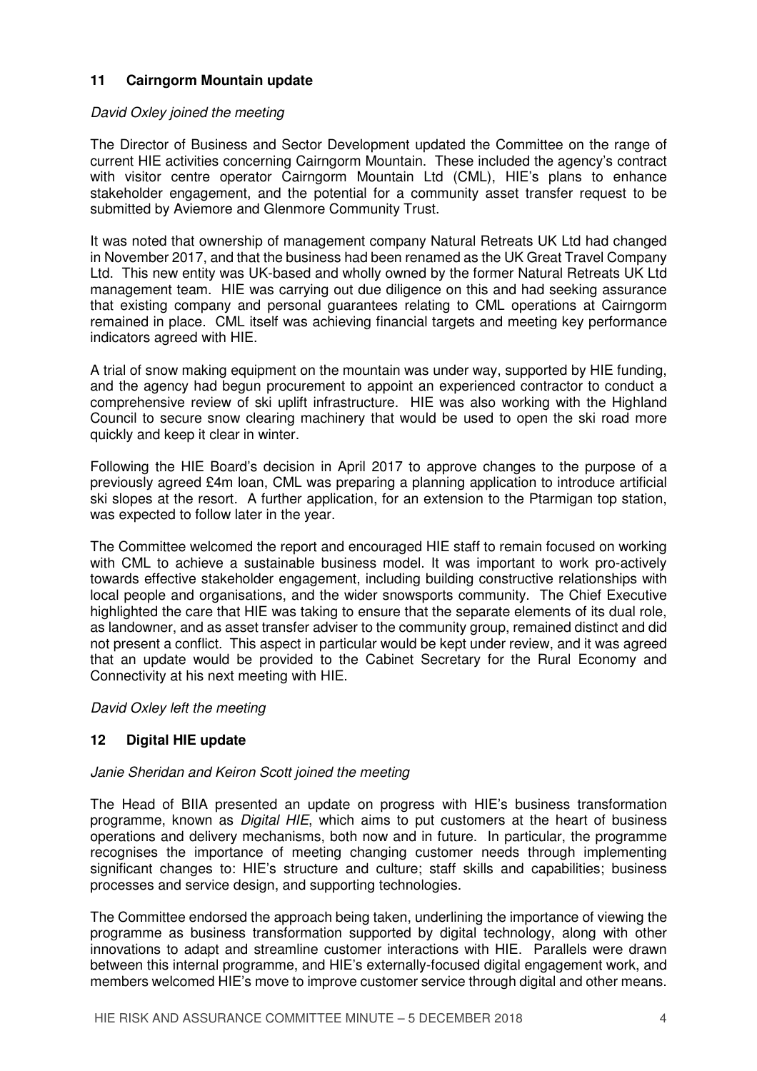## 11 Cairngorm Mountain update

*David Oxley joined the meeting*

The Director of Business and Sector Development updated the Committee on the range of current HIE activities concerning Cairngorm Mountain. These included the agency's contract with visitor centre operator Cairngorm Mountain Ltd (CML), HIE's plans to enhance stakeholder engagement, and the potential for a community asset transfer request to be submitted by Aviemore and Glenmore Community Trust.

It was noted that ownership of management company Natural Retreats UK Ltd had changed in November 2017, and that the business had been renamed as the UK Great Travel Company Ltd. This new entity was UK-based and wholly owned by the former Natural Retreats UK Ltd management team. HIE was carrying out due diligence on this and had seeking assurance that existing company and personal guarantees relating to CML operations at Cairngorm remained in place. CML itself was achieving financial targets and meeting key performance indicators agreed with HIE.

A trial of snow making equipment on the mountain was under way, supported by HIE funding, and the agency had begun procurement to appoint an experienced contractor to conduct a comprehensive review of ski uplift infrastructure. HIE was also working with the Highland Council to secure snow clearing machinery that would be used to open the ski road more quickly and keep it clear in winter.

Following the HIE Board's decision in April 2017 to approve changes to the purpose of a previously agreed £4m loan, CML was preparing a planning application to introduce artificial ski slopes at the resort. A further application, for an extension to the Ptarmigan top station, was expected to follow later in the year.

The Committee welcomed the report and encouraged HIE staff to remain focused on working with CML to achieve a sustainable business model. It was important to work pro-actively towards effective stakeholder engagement, including building constructive relationships with local people and organisations, and the wider snowsports community. The Chief Executive highlighted the care that HIE was taking to ensure that the separate elements of its dual role, as landowner, and as asset transfer adviser to the community group, remained distinct and did not present a conflict. This aspect in particular would be kept under review, and it was agreed that an update would be provided to the Cabinet Secretary for the Rural Economy and Connectivity at his next meeting with HIE.

*David Oxley left the meeting*

## 12 Digital HIE update

*Janie Sheridan and Keiron Scott joined the meeting*

The Head of BIIA presented an update on progress with HIE's business transformation programme, known as *Digital HIE*, which aims to put customers at the heart of business operations and delivery mechanisms, both now and in future. In particular, the programme recognises the importance of meeting changing customer needs through implementing significant changes to: HIE's structure and culture; staff skills and capabilities; business processes and service design, and supporting technologies.

The Committee endorsed the approach being taken, underlining the importance of viewing the programme as business transformation supported by digital technology, along with other innovations to adapt and streamline customer interactions with HIE. Parallels were drawn between this internal programme, and HIE's externally-focused digital engagement work, and members welcomed HIE's move to improve customer service through digital and other means.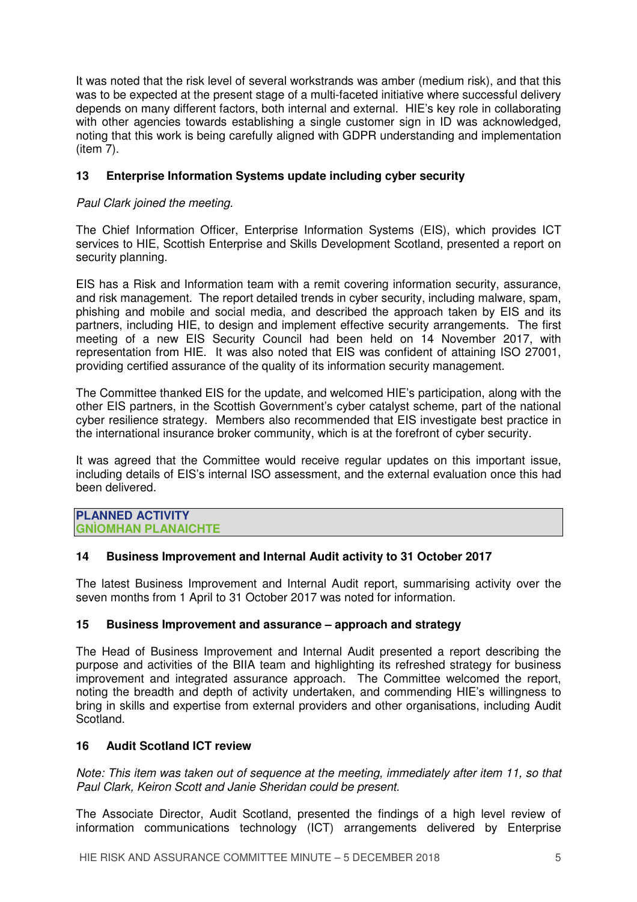It was noted that the risk level of several workstrands was amber (medium risk), and that this was to be expected at the present stage of a multi-faceted initiative where successful delivery depends on many different factors, both internal and external. HIE's key role in collaborating with other agencies towards establishing a single customer sign in ID was acknowledged, noting that this work is being carefully aligned with GDPR understanding and implementation (item 7).

### 13 Enterprise Information Systems update including cyber security

*Paul Clark joined the meeting.*

The Chief Information Officer, Enterprise Information Systems (EIS), which provides ICT services to HIE, Scottish Enterprise and Skills Development Scotland, presented a report on security planning.

EIS has a Risk and Information team with a remit covering information security, assurance, and risk management. The report detailed trends in cyber security, including malware, spam, phishing and mobile and social media, and described the approach taken by EIS and its partners, including HIE, to design and implement effective security arrangements. The first meeting of a new EIS Security Council had been held on 14 November 2017, with representation from HIE. It was also noted that EIS was confident of attaining ISO 27001, providing certified assurance of the quality of its information security management.

The Committee thanked EIS for the update, and welcomed HIE's participation, along with the other EIS partners, in the Scottish Government's cyber catalyst scheme, part of the national cyber resilience strategy. Members also recommended that EIS investigate best practice in the international insurance broker community, which is at the forefront of cyber security.

It was agreed that the Committee would receive regular updates on this important issue, including details of EIS's internal ISO assessment, and the external evaluation once this had been delivered.

## PLANNED ACTIVITY
## GNÌOMHAN PLANAICHTE

### 14 Business Improvement and Internal Audit activity to 31 October 2017

The latest Business Improvement and Internal Audit report, summarising activity over the seven months from 1 April to 31 October 2017 was noted for information.

### 15 Business Improvement and assurance – approach and strategy

The Head of Business Improvement and Internal Audit presented a report describing the purpose and activities of the BIIA team and highlighting its refreshed strategy for business improvement and integrated assurance approach. The Committee welcomed the report, noting the breadth and depth of activity undertaken, and commending HIE's willingness to bring in skills and expertise from external providers and other organisations, including Audit Scotland.

### 16 Audit Scotland ICT review

*Note: This item was taken out of sequence at the meeting, immediately after item 11, so that Paul Clark, Keiron Scott and Janie Sheridan could be present.*

The Associate Director, Audit Scotland, presented the findings of a high level review of information communications technology (ICT) arrangements delivered by Enterprise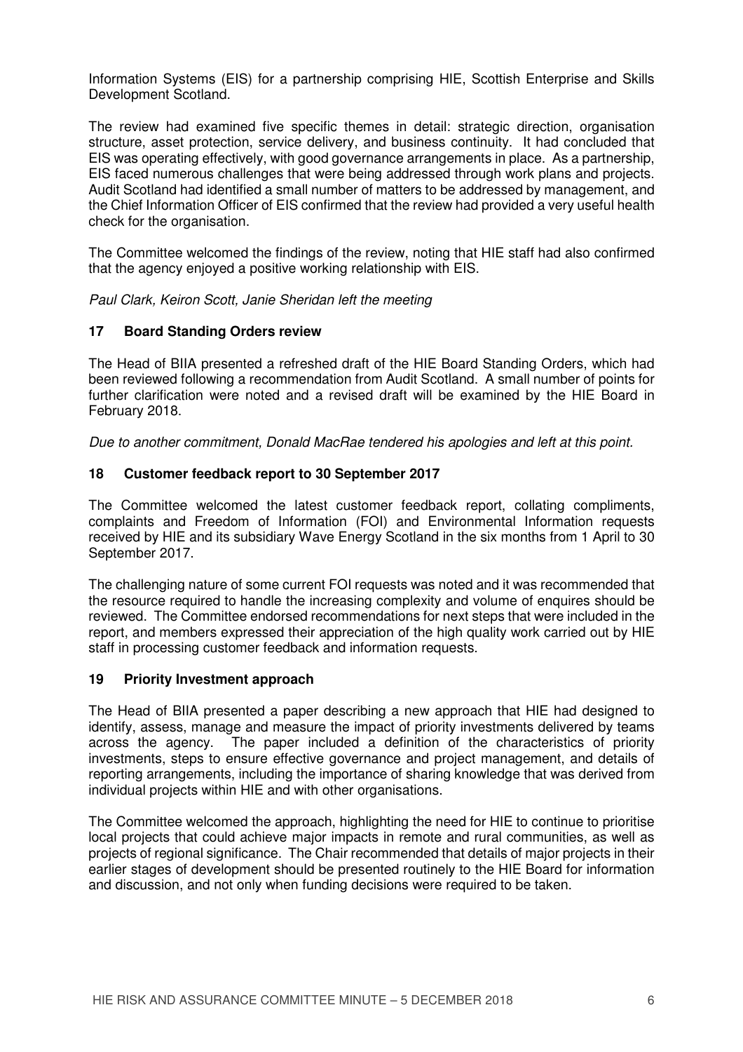Information Systems (EIS) for a partnership comprising HIE, Scottish Enterprise and Skills Development Scotland.

The review had examined five specific themes in detail: strategic direction, organisation structure, asset protection, service delivery, and business continuity. It had concluded that EIS was operating effectively, with good governance arrangements in place. As a partnership, EIS faced numerous challenges that were being addressed through work plans and projects. Audit Scotland had identified a small number of matters to be addressed by management, and the Chief Information Officer of EIS confirmed that the review had provided a very useful health check for the organisation.

The Committee welcomed the findings of the review, noting that HIE staff had also confirmed that the agency enjoyed a positive working relationship with EIS.

*Paul Clark, Keiron Scott, Janie Sheridan left the meeting*

## 17 Board Standing Orders review

The Head of BIIA presented a refreshed draft of the HIE Board Standing Orders, which had been reviewed following a recommendation from Audit Scotland. A small number of points for further clarification were noted and a revised draft will be examined by the HIE Board in February 2018.

*Due to another commitment, Donald MacRae tendered his apologies and left at this point.*

## 18 Customer feedback report to 30 September 2017

The Committee welcomed the latest customer feedback report, collating compliments, complaints and Freedom of Information (FOI) and Environmental Information requests received by HIE and its subsidiary Wave Energy Scotland in the six months from 1 April to 30 September 2017.

The challenging nature of some current FOI requests was noted and it was recommended that the resource required to handle the increasing complexity and volume of enquires should be reviewed. The Committee endorsed recommendations for next steps that were included in the report, and members expressed their appreciation of the high quality work carried out by HIE staff in processing customer feedback and information requests.

## 19 Priority Investment approach

The Head of BIIA presented a paper describing a new approach that HIE had designed to identify, assess, manage and measure the impact of priority investments delivered by teams across the agency. The paper included a definition of the characteristics of priority investments, steps to ensure effective governance and project management, and details of reporting arrangements, including the importance of sharing knowledge that was derived from individual projects within HIE and with other organisations.

The Committee welcomed the approach, highlighting the need for HIE to continue to prioritise local projects that could achieve major impacts in remote and rural communities, as well as projects of regional significance. The Chair recommended that details of major projects in their earlier stages of development should be presented routinely to the HIE Board for information and discussion, and not only when funding decisions were required to be taken.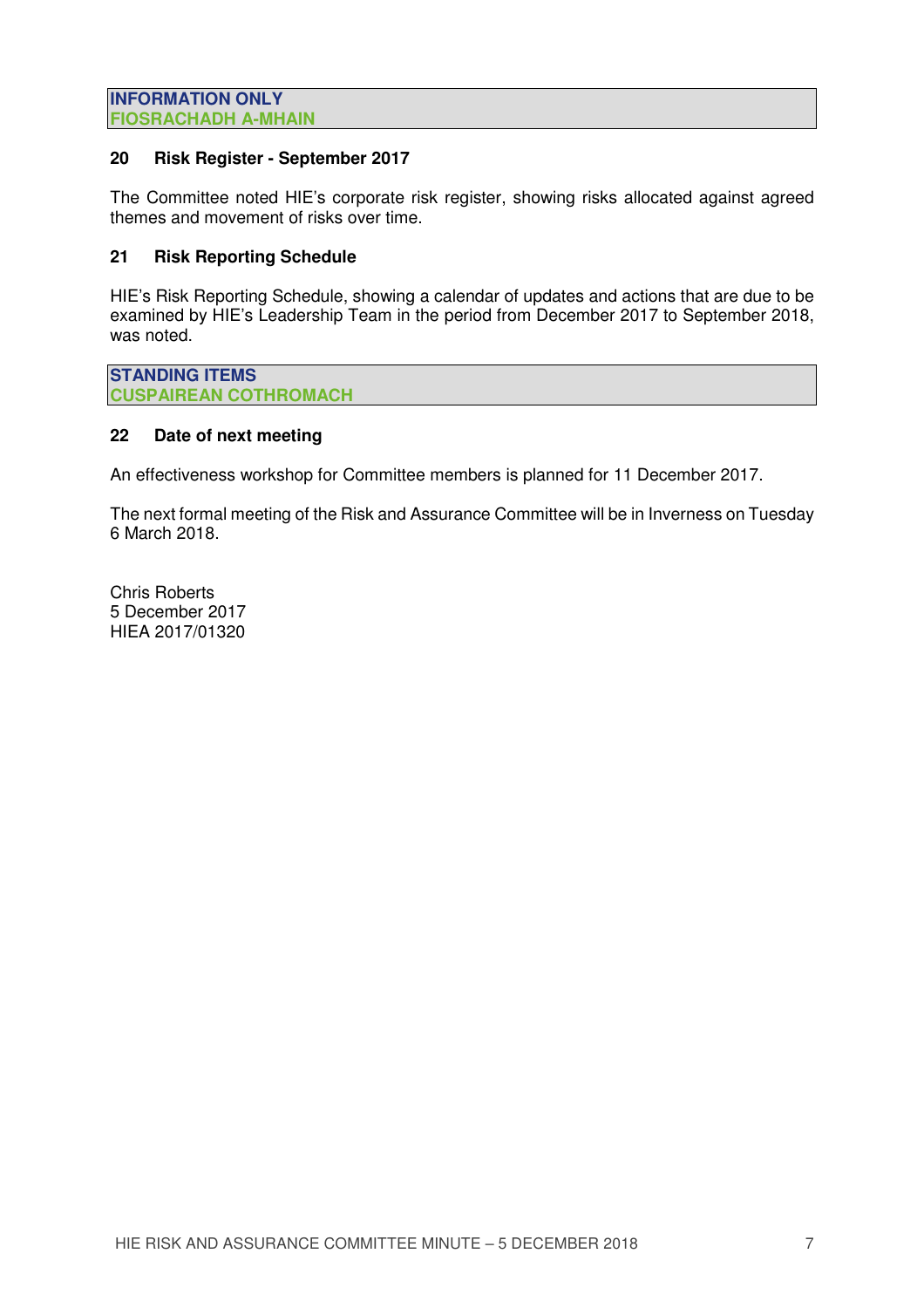**INFORMATION ONLY**
**FIOSRACHADH A-MHAIN**

### 20 Risk Register - September 2017

The Committee noted HIE's corporate risk register, showing risks allocated against agreed themes and movement of risks over time.

### 21 Risk Reporting Schedule

HIE's Risk Reporting Schedule, showing a calendar of updates and actions that are due to be examined by HIE's Leadership Team in the period from December 2017 to September 2018, was noted.

**STANDING ITEMS**
**CUSPAIREAN COTHROMACH**

### 22 Date of next meeting

An effectiveness workshop for Committee members is planned for 11 December 2017.

The next formal meeting of the Risk and Assurance Committee will be in Inverness on Tuesday 6 March 2018.

Chris Roberts
5 December 2017
HIEA 2017/01320